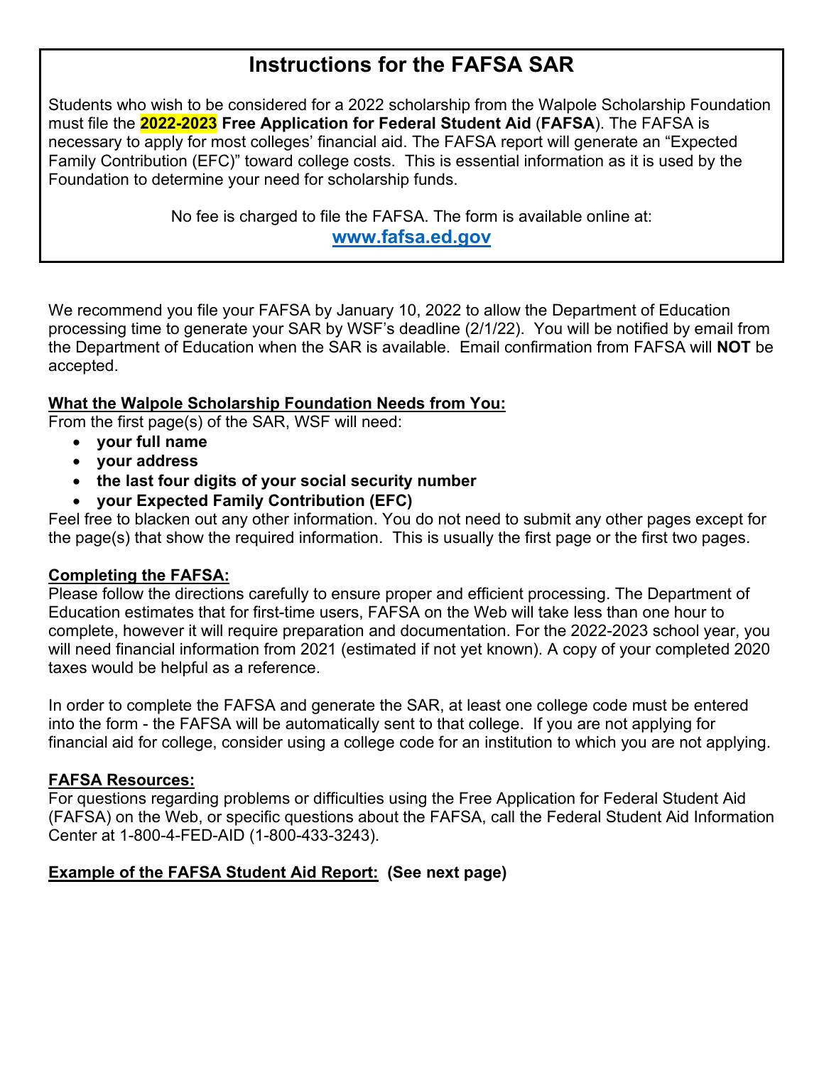# Instructions for the FAFSA SAR

Students who wish to be considered for a 2022 scholarship from the Walpole Scholarship Foundation must file the **2022-2023 Free Application for Federal Student Aid** (**FAFSA**). The FAFSA is necessary to apply for most colleges' financial aid. The FAFSA report will generate an "Expected Family Contribution (EFC)" toward college costs. This is essential information as it is used by the Foundation to determine your need for scholarship funds.

No fee is charged to file the FAFSA. The form is available online at:
**www.fafsa.ed.gov**

We recommend you file your FAFSA by January 10, 2022 to allow the Department of Education processing time to generate your SAR by WSF's deadline (2/1/22). You will be notified by email from the Department of Education when the SAR is available. Email confirmation from FAFSA will **NOT** be accepted.

**What the Walpole Scholarship Foundation Needs from You:**

From the first page(s) of the SAR, WSF will need:

- **your full name**
- **your address**
- **the last four digits of your social security number**
- **your Expected Family Contribution (EFC)**

Feel free to blacken out any other information. You do not need to submit any other pages except for the page(s) that show the required information. This is usually the first page or the first two pages.

**Completing the FAFSA:**

Please follow the directions carefully to ensure proper and efficient processing. The Department of Education estimates that for first-time users, FAFSA on the Web will take less than one hour to complete, however it will require preparation and documentation. For the 2022-2023 school year, you will need financial information from 2021 (estimated if not yet known). A copy of your completed 2020 taxes would be helpful as a reference.

In order to complete the FAFSA and generate the SAR, at least one college code must be entered into the form - the FAFSA will be automatically sent to that college. If you are not applying for financial aid for college, consider using a college code for an institution to which you are not applying.

**FAFSA Resources:**

For questions regarding problems or difficulties using the Free Application for Federal Student Aid (FAFSA) on the Web, or specific questions about the FAFSA, call the Federal Student Aid Information Center at 1-800-4-FED-AID (1-800-433-3243).

**Example of the FAFSA Student Aid Report: (See next page)**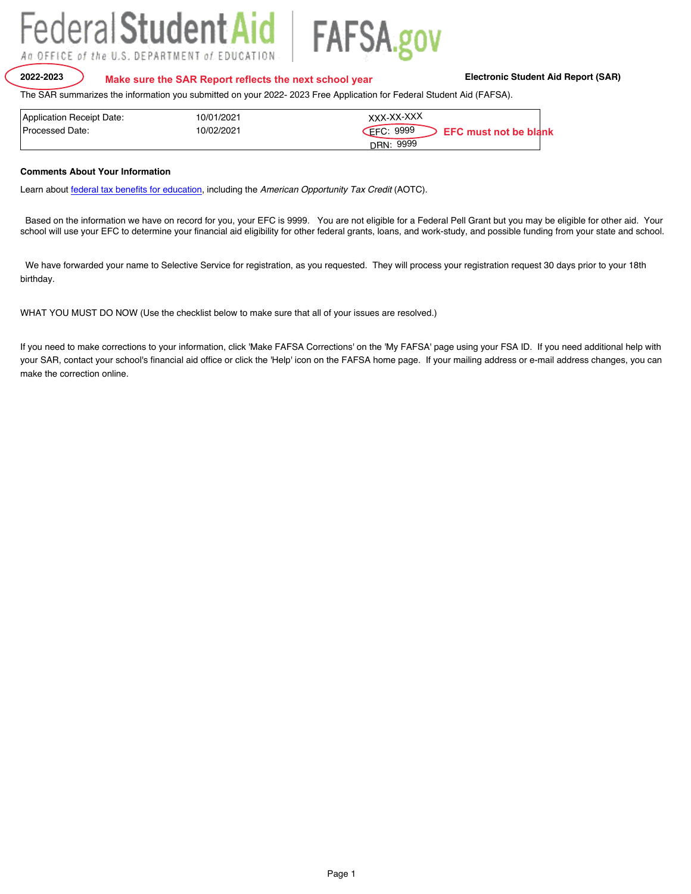Federal Student Aid — An OFFICE of the U.S. DEPARTMENT of EDUCATION | FAFSA.gov

**2022-2023** **Make sure the SAR Report reflects the next school year** **Electronic Student Aid Report (SAR)**

The SAR summarizes the information you submitted on your 2022- 2023 Free Application for Federal Student Aid (FAFSA).

| Application Receipt Date: | 10/01/2021 | XXX-XX-XXX |
|---|---|---|
| Processed Date: | 10/02/2021 | EFC: 9999 |
| | | DRN: 9999 |

**EFC must not be blank**

**Comments About Your Information**

Learn about federal tax benefits for education, including the *American Opportunity Tax Credit* (AOTC).

Based on the information we have on record for you, your EFC is 9999. You are not eligible for a Federal Pell Grant but you may be eligible for other aid. Your school will use your EFC to determine your financial aid eligibility for other federal grants, loans, and work-study, and possible funding from your state and school.

We have forwarded your name to Selective Service for registration, as you requested. They will process your registration request 30 days prior to your 18th birthday.

WHAT YOU MUST DO NOW (Use the checklist below to make sure that all of your issues are resolved.)

If you need to make corrections to your information, click 'Make FAFSA Corrections' on the 'My FAFSA' page using your FSA ID. If you need additional help with your SAR, contact your school's financial aid office or click the 'Help' icon on the FAFSA home page. If your mailing address or e-mail address changes, you can make the correction online.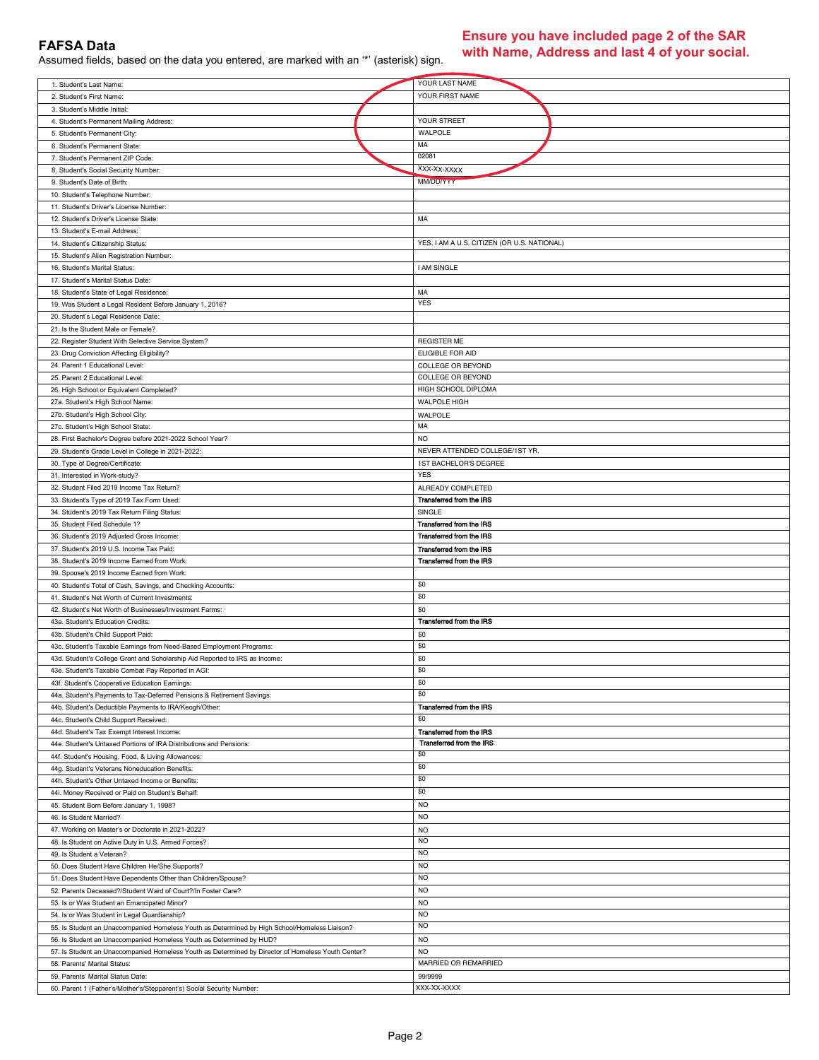## FAFSA Data

Assumed fields, based on the data you entered, are marked with an '*' (asterisk) sign.

**Ensure you have included page 2 of the SAR with Name, Address and last 4 of your social.**

| | |
|---|---|
| 1. Student's Last Name: | YOUR LAST NAME |
| 2. Student's First Name: | YOUR FIRST NAME |
| 3. Student's Middle Initial: | |
| 4. Student's Permanent Mailing Address: | YOUR STREET |
| 5. Student's Permanent City: | WALPOLE |
| 6. Student's Permanent State: | MA |
| 7. Student's Permanent ZIP Code: | 02081 |
| 8. Student's Social Security Number: | XXX-XX-XXXX |
| 9. Student's Date of Birth: | MM/DD/YYY |
| 10. Student's Telephone Number: | |
| 11. Student's Driver's License Number: | |
| 12. Student's Driver's License State: | MA |
| 13. Student's E-mail Address: | |
| 14. Student's Citizenship Status: | YES, I AM A U.S. CITIZEN (OR U.S. NATIONAL) |
| 15. Student's Alien Registration Number: | |
| 16. Student's Marital Status: | I AM SINGLE |
| 17. Student's Marital Status Date: | |
| 18. Student's State of Legal Residence: | MA |
| 19. Was Student a Legal Resident Before January 1, 2016? | YES |
| 20. Student's Legal Residence Date: | |
| 21. Is the Student Male or Female? | |
| 22. Register Student With Selective Service System? | REGISTER ME |
| 23. Drug Conviction Affecting Eligibility? | ELIGIBLE FOR AID |
| 24. Parent 1 Educational Level: | COLLEGE OR BEYOND |
| 25. Parent 2 Educational Level: | COLLEGE OR BEYOND |
| 26. High School or Equivalent Completed? | HIGH SCHOOL DIPLOMA |
| 27a. Student's High School Name: | WALPOLE HIGH |
| 27b. Student's High School City: | WALPOLE |
| 27c. Student's High School State: | MA |
| 28. First Bachelor's Degree before 2021-2022 School Year? | NO |
| 29. Student's Grade Level in College in 2021-2022: | NEVER ATTENDED COLLEGE/1ST YR. |
| 30. Type of Degree/Certificate: | 1ST BACHELOR'S DEGREE |
| 31. Interested in Work-study? | YES |
| 32. Student Filed 2019 Income Tax Return? | ALREADY COMPLETED |
| 33. Student's Type of 2019 Tax Form Used: | **Transferred from the IRS** |
| 34. Student's 2019 Tax Return Filing Status: | SINGLE |
| 35. Student Filed Schedule 1? | **Transferred from the IRS** |
| 36. Student's 2019 Adjusted Gross Income: | **Transferred from the IRS** |
| 37. Student's 2019 U.S. Income Tax Paid: | **Transferred from the IRS** |
| 38. Student's 2019 Income Earned from Work: | **Transferred from the IRS** |
| 39. Spouse's 2019 Income Earned from Work: | |
| 40. Student's Total of Cash, Savings, and Checking Accounts: | $0 |
| 41. Student's Net Worth of Current Investments: | $0 |
| 42. Student's Net Worth of Businesses/Investment Farms: | $0 |
| 43a. Student's Education Credits: | **Transferred from the IRS** |
| 43b. Student's Child Support Paid: | $0 |
| 43c. Student's Taxable Earnings from Need-Based Employment Programs: | $0 |
| 43d. Student's College Grant and Scholarship Aid Reported to IRS as Income: | $0 |
| 43e. Student's Taxable Combat Pay Reported in AGI: | $0 |
| 43f. Student's Cooperative Education Earnings: | $0 |
| 44a. Student's Payments to Tax-Deferred Pensions & Retirement Savings: | $0 |
| 44b. Student's Deductible Payments to IRA/Keogh/Other: | **Transferred from the IRS** |
| 44c. Student's Child Support Received: | $0 |
| 44d. Student's Tax Exempt Interest Income: | **Transferred from the IRS** |
| 44e. Student's Untaxed Portions of IRA Distributions and Pensions: | **Transferred from the IRS** |
| 44f. Student's Housing, Food, & Living Allowances: | $0 |
| 44g. Student's Veterans Noneducation Benefits: | $0 |
| 44h. Student's Other Untaxed Income or Benefits: | $0 |
| 44i. Money Received or Paid on Student's Behalf: | $0 |
| 45. Student Born Before January 1, 1998? | NO |
| 46. Is Student Married? | NO |
| 47. Working on Master's or Doctorate in 2021-2022? | NO |
| 48. Is Student on Active Duty in U.S. Armed Forces? | NO |
| 49. Is Student a Veteran? | NO |
| 50. Does Student Have Children He/She Supports? | NO |
| 51. Does Student Have Dependents Other than Children/Spouse? | NO |
| 52. Parents Deceased?/Student Ward of Court?/In Foster Care? | NO |
| 53. Is or Was Student an Emancipated Minor? | NO |
| 54. Is or Was Student in Legal Guardianship? | NO |
| 55. Is Student an Unaccompanied Homeless Youth as Determined by High School/Homeless Liaison? | NO |
| 56. Is Student an Unaccompanied Homeless Youth as Determined by HUD? | NO |
| 57. Is Student an Unaccompanied Homeless Youth as Determined by Director of Homeless Youth Center? | NO |
| 58. Parents' Marital Status: | MARRIED OR REMARRIED |
| 59. Parents' Marital Status Date: | 99/9999 |
| 60. Parent 1 (Father's/Mother's/Stepparent's) Social Security Number: | XXX-XX-XXXX |